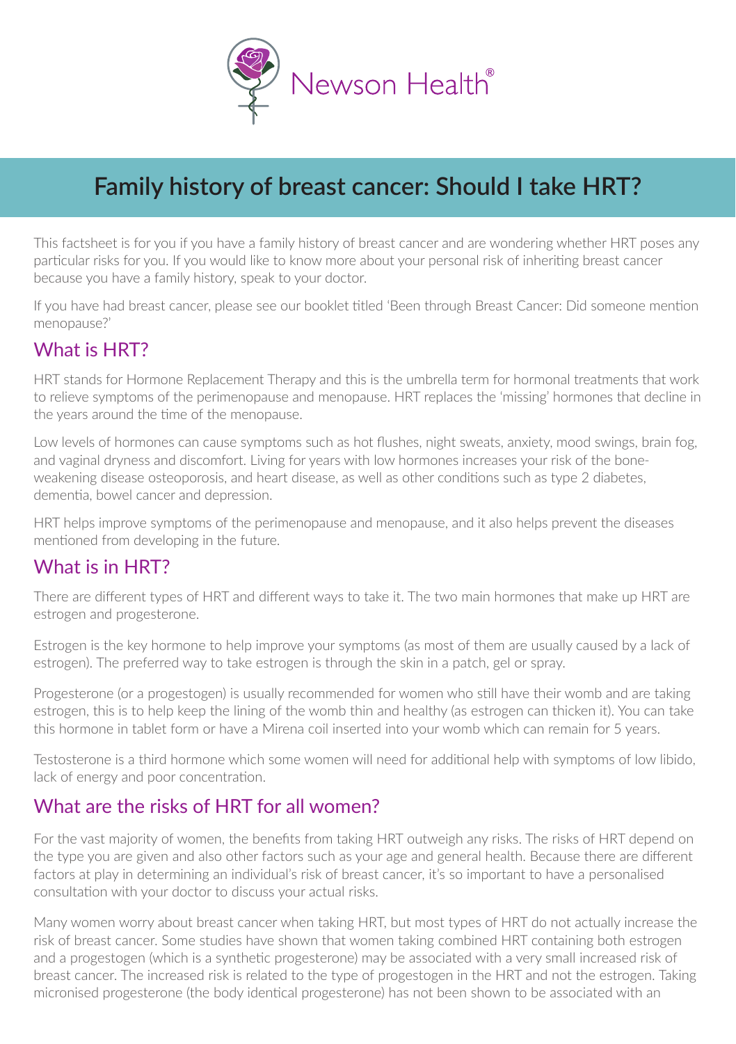Newson Health®

# Family history of breast cancer: Should I take HRT?

This factsheet is for you if you have a family history of breast cancer and are wondering whether HRT poses any particular risks for you. If you would like to know more about your personal risk of inheriting breast cancer because you have a family history, speak to your doctor.

If you have had breast cancer, please see our booklet titled 'Been through Breast Cancer: Did someone mention menopause?'

## What is HRT?

HRT stands for Hormone Replacement Therapy and this is the umbrella term for hormonal treatments that work to relieve symptoms of the perimenopause and menopause. HRT replaces the 'missing' hormones that decline in the years around the time of the menopause.

Low levels of hormones can cause symptoms such as hot flushes, night sweats, anxiety, mood swings, brain fog, and vaginal dryness and discomfort. Living for years with low hormones increases your risk of the bone-weakening disease osteoporosis, and heart disease, as well as other conditions such as type 2 diabetes, dementia, bowel cancer and depression.

HRT helps improve symptoms of the perimenopause and menopause, and it also helps prevent the diseases mentioned from developing in the future.

## What is in HRT?

There are different types of HRT and different ways to take it. The two main hormones that make up HRT are estrogen and progesterone.

Estrogen is the key hormone to help improve your symptoms (as most of them are usually caused by a lack of estrogen). The preferred way to take estrogen is through the skin in a patch, gel or spray.

Progesterone (or a progestogen) is usually recommended for women who still have their womb and are taking estrogen, this is to help keep the lining of the womb thin and healthy (as estrogen can thicken it). You can take this hormone in tablet form or have a Mirena coil inserted into your womb which can remain for 5 years.

Testosterone is a third hormone which some women will need for additional help with symptoms of low libido, lack of energy and poor concentration.

## What are the risks of HRT for all women?

For the vast majority of women, the benefits from taking HRT outweigh any risks. The risks of HRT depend on the type you are given and also other factors such as your age and general health. Because there are different factors at play in determining an individual's risk of breast cancer, it's so important to have a personalised consultation with your doctor to discuss your actual risks.

Many women worry about breast cancer when taking HRT, but most types of HRT do not actually increase the risk of breast cancer. Some studies have shown that women taking combined HRT containing both estrogen and a progestogen (which is a synthetic progesterone) may be associated with a very small increased risk of breast cancer. The increased risk is related to the type of progestogen in the HRT and not the estrogen. Taking micronised progesterone (the body identical progesterone) has not been shown to be associated with an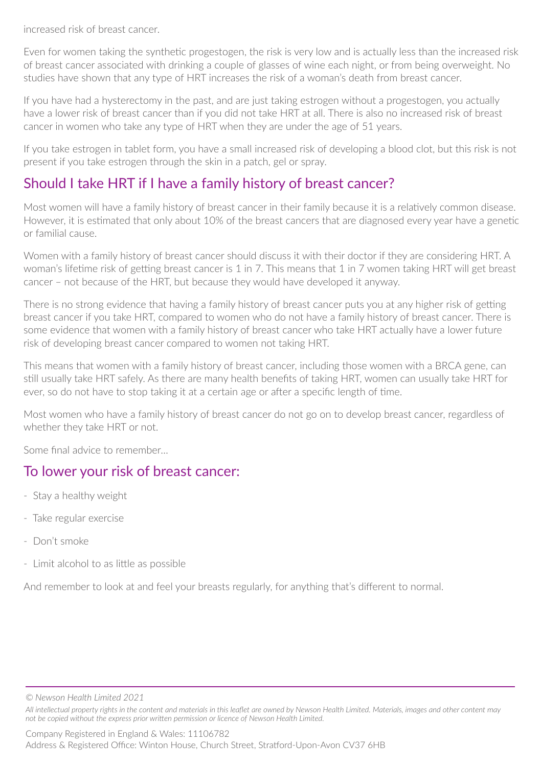increased risk of breast cancer.

Even for women taking the synthetic progestogen, the risk is very low and is actually less than the increased risk of breast cancer associated with drinking a couple of glasses of wine each night, or from being overweight. No studies have shown that any type of HRT increases the risk of a woman's death from breast cancer.

If you have had a hysterectomy in the past, and are just taking estrogen without a progestogen, you actually have a lower risk of breast cancer than if you did not take HRT at all. There is also no increased risk of breast cancer in women who take any type of HRT when they are under the age of 51 years.

If you take estrogen in tablet form, you have a small increased risk of developing a blood clot, but this risk is not present if you take estrogen through the skin in a patch, gel or spray.

## Should I take HRT if I have a family history of breast cancer?

Most women will have a family history of breast cancer in their family because it is a relatively common disease. However, it is estimated that only about 10% of the breast cancers that are diagnosed every year have a genetic or familial cause.

Women with a family history of breast cancer should discuss it with their doctor if they are considering HRT. A woman's lifetime risk of getting breast cancer is 1 in 7. This means that 1 in 7 women taking HRT will get breast cancer – not because of the HRT, but because they would have developed it anyway.

There is no strong evidence that having a family history of breast cancer puts you at any higher risk of getting breast cancer if you take HRT, compared to women who do not have a family history of breast cancer. There is some evidence that women with a family history of breast cancer who take HRT actually have a lower future risk of developing breast cancer compared to women not taking HRT.

This means that women with a family history of breast cancer, including those women with a BRCA gene, can still usually take HRT safely. As there are many health benefits of taking HRT, women can usually take HRT for ever, so do not have to stop taking it at a certain age or after a specific length of time.

Most women who have a family history of breast cancer do not go on to develop breast cancer, regardless of whether they take HRT or not.

Some final advice to remember…

## To lower your risk of breast cancer:

- Stay a healthy weight
- Take regular exercise
- Don't smoke
- Limit alcohol to as little as possible

And remember to look at and feel your breasts regularly, for anything that's different to normal.

*© Newson Health Limited 2021*

*All intellectual property rights in the content and materials in this leaflet are owned by Newson Health Limited. Materials, images and other content may not be copied without the express prior written permission or licence of Newson Health Limited.*

Company Registered in England & Wales: 11106782
Address & Registered Office: Winton House, Church Street, Stratford-Upon-Avon CV37 6HB